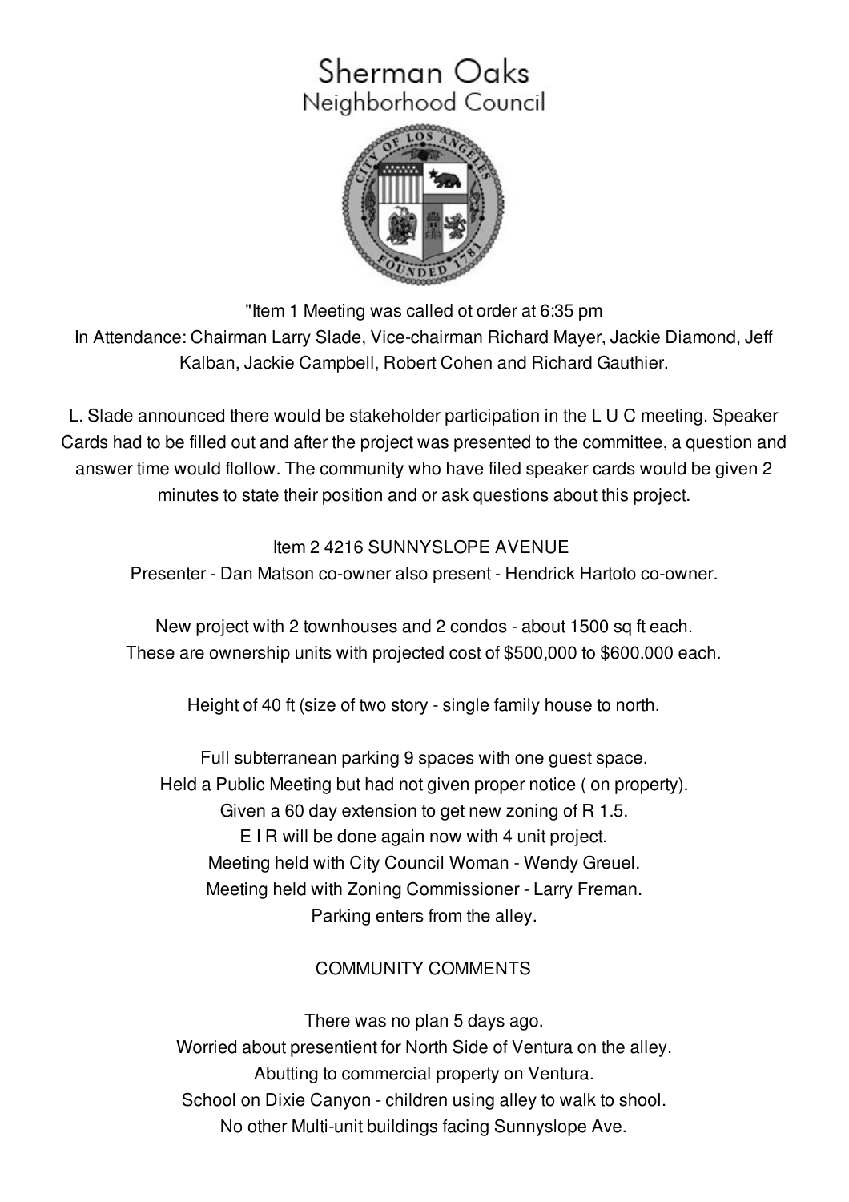# Sherman Oaks
## Neighborhood Council

"Item 1 Meeting was called ot order at 6:35 pm
In Attendance: Chairman Larry Slade, Vice-chairman Richard Mayer, Jackie Diamond, Jeff Kalban, Jackie Campbell, Robert Cohen and Richard Gauthier.

L. Slade announced there would be stakeholder participation in the L U C meeting. Speaker Cards had to be filled out and after the project was presented to the committee, a question and answer time would flollow. The community who have filed speaker cards would be given 2 minutes to state their position and or ask questions about this project.

Item 2 4216 SUNNYSLOPE AVENUE
Presenter - Dan Matson co-owner also present - Hendrick Hartoto co-owner.

New project with 2 townhouses and 2 condos - about 1500 sq ft each.
These are ownership units with projected cost of $500,000 to $600.000 each.

Height of 40 ft (size of two story - single family house to north.

Full subterranean parking 9 spaces with one guest space.
Held a Public Meeting but had not given proper notice ( on property).
Given a 60 day extension to get new zoning of R 1.5.
E I R will be done again now with 4 unit project.
Meeting held with City Council Woman - Wendy Greuel.
Meeting held with Zoning Commissioner - Larry Freman.
Parking enters from the alley.

COMMUNITY COMMENTS

There was no plan 5 days ago.
Worried about presentient for North Side of Ventura on the alley.
Abutting to commercial property on Ventura.
School on Dixie Canyon - children using alley to walk to shool.
No other Multi-unit buildings facing Sunnyslope Ave.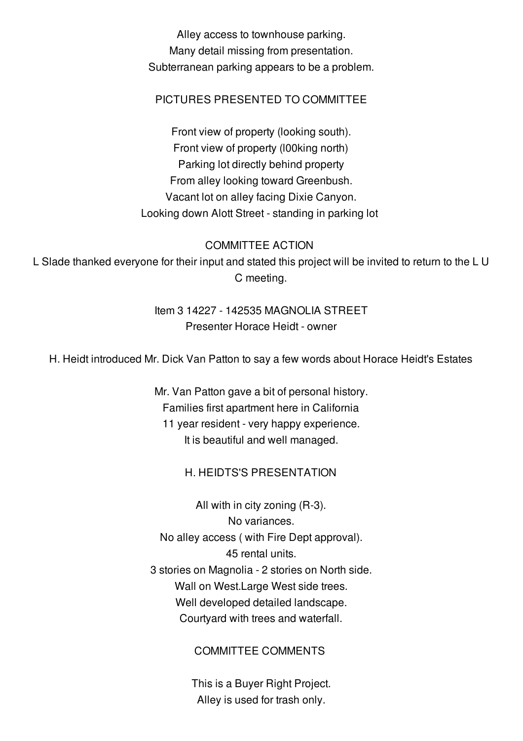Alley access to townhouse parking.
Many detail missing from presentation.
Subterranean parking appears to be a problem.

PICTURES PRESENTED TO COMMITTEE

Front view of property (looking south).
Front view of property (l00king north)
Parking lot directly behind property
From alley looking toward Greenbush.
Vacant lot on alley facing Dixie Canyon.
Looking down Alott Street - standing in parking lot

COMMITTEE ACTION

L Slade thanked everyone for their input and stated this project will be invited to return to the L U C meeting.

Item 3 14227 - 142535 MAGNOLIA STREET
Presenter Horace Heidt - owner

H. Heidt introduced Mr. Dick Van Patton to say a few words about Horace Heidt's Estates

Mr. Van Patton gave a bit of personal history.
Families first apartment here in California
11 year resident - very happy experience.
It is beautiful and well managed.

H. HEIDTS'S PRESENTATION

All with in city zoning (R-3).
No variances.
No alley access ( with Fire Dept approval).
45 rental units.
3 stories on Magnolia - 2 stories on North side.
Wall on West.Large West side trees.
Well developed detailed landscape.
Courtyard with trees and waterfall.

COMMITTEE COMMENTS

This is a Buyer Right Project.
Alley is used for trash only.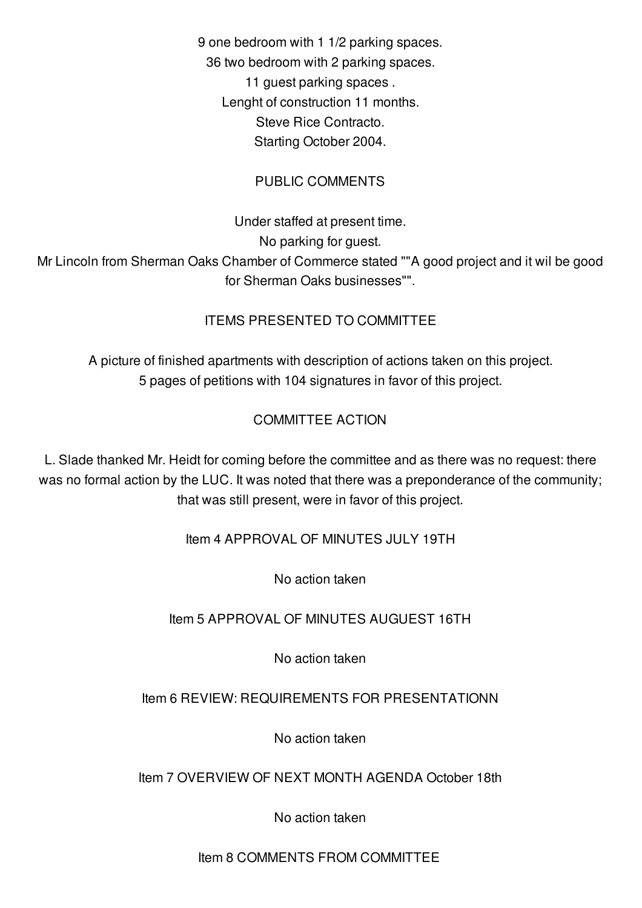9 one bedroom with 1 1/2 parking spaces.
36 two bedroom with 2 parking spaces.
11 guest parking spaces .
Lenght of construction 11 months.
Steve Rice Contracto.
Starting October 2004.

PUBLIC COMMENTS

Under staffed at present time.
No parking for guest.
Mr Lincoln from Sherman Oaks Chamber of Commerce stated ""A good project and it wil be good for Sherman Oaks businesses"".

ITEMS PRESENTED TO COMMITTEE

A picture of finished apartments with description of actions taken on this project.
5 pages of petitions with 104 signatures in favor of this project.

COMMITTEE ACTION

L. Slade thanked Mr. Heidt for coming before the committee and as there was no request: there was no formal action by the LUC. It was noted that there was a preponderance of the community; that was still present, were in favor of this project.

Item 4 APPROVAL OF MINUTES JULY 19TH

No action taken

Item 5 APPROVAL OF MINUTES AUGUEST 16TH

No action taken

Item 6 REVIEW: REQUIREMENTS FOR PRESENTATIONN

No action taken

Item 7 OVERVIEW OF NEXT MONTH AGENDA October 18th

No action taken

Item 8 COMMENTS FROM COMMITTEE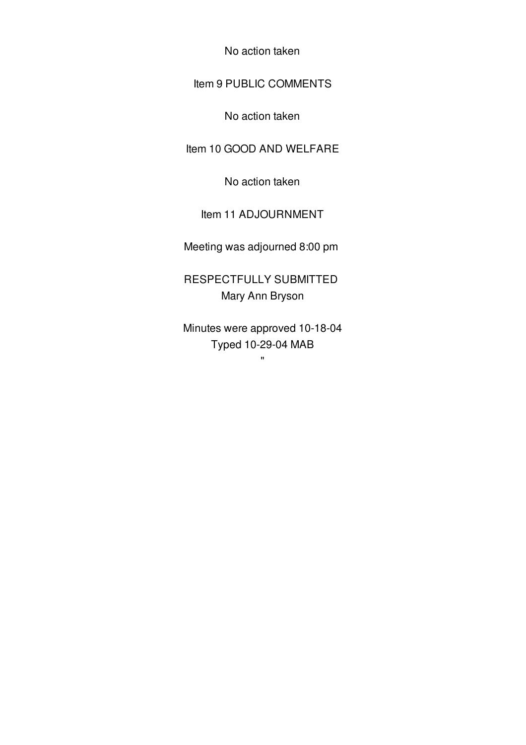No action taken

Item 9 PUBLIC COMMENTS

No action taken

Item 10 GOOD AND WELFARE

No action taken

Item 11 ADJOURNMENT

Meeting was adjourned 8:00 pm

RESPECTFULLY SUBMITTED
Mary Ann Bryson

Minutes were approved 10-18-04
Typed 10-29-04 MAB
"